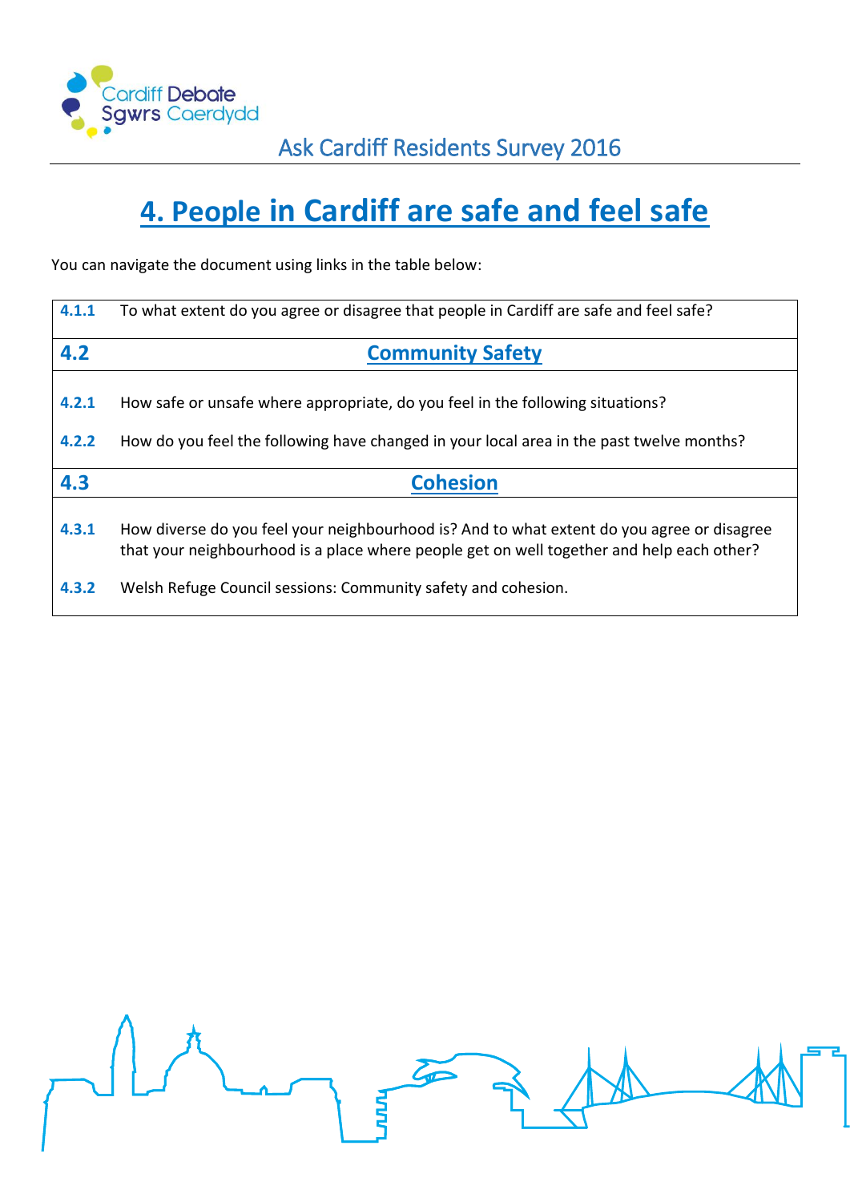Cardiff Debate
Sgwrs Caerdydd

Ask Cardiff Residents Survey 2016

# 4. People in Cardiff are safe and feel safe

You can navigate the document using links in the table below:

| | |
|---|---|
| **4.1.1** | To what extent do you agree or disagree that people in Cardiff are safe and feel safe? |
| **4.2** | **Community Safety** |
| **4.2.1** | How safe or unsafe where appropriate, do you feel in the following situations? |
| **4.2.2** | How do you feel the following have changed in your local area in the past twelve months? |
| **4.3** | **Cohesion** |
| **4.3.1** | How diverse do you feel your neighbourhood is? And to what extent do you agree or disagree that your neighbourhood is a place where people get on well together and help each other? |
| **4.3.2** | Welsh Refuge Council sessions: Community safety and cohesion. |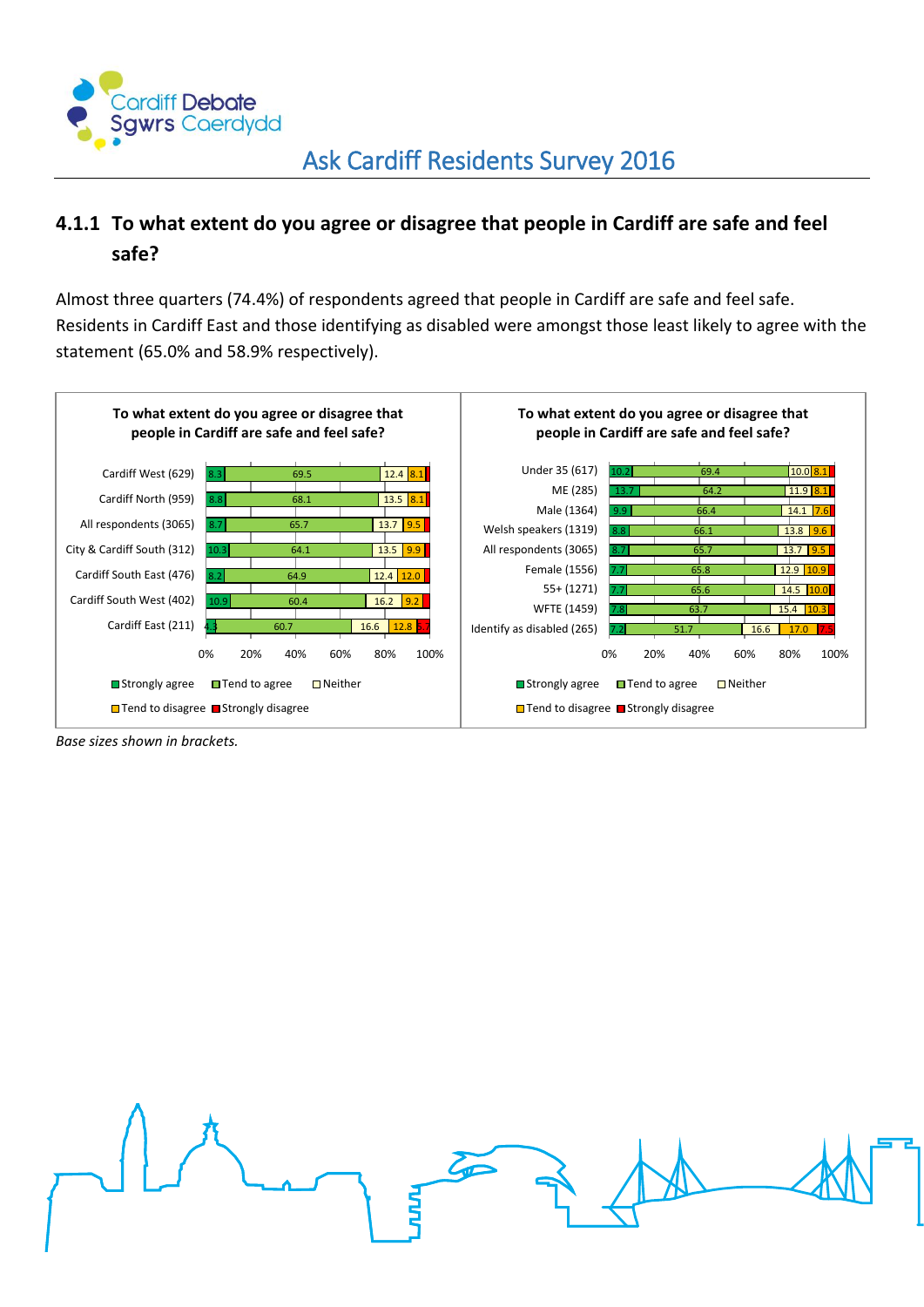## 4.1.1 To what extent do you agree or disagree that people in Cardiff are safe and feel safe?

Almost three quarters (74.4%) of respondents agreed that people in Cardiff are safe and feel safe. Residents in Cardiff East and those identifying as disabled were amongst those least likely to agree with the statement (65.0% and 58.9% respectively).

**To what extent do you agree or disagree that people in Cardiff are safe and feel safe?**

| | Strongly agree | Tend to agree | Neither | Tend to disagree | Strongly disagree |
|---|---|---|---|---|---|
| Cardiff West (629) | 8.3 | 69.5 | 12.4 | 8.1 | |
| Cardiff North (959) | 8.8 | 68.1 | 13.5 | 8.1 | |
| All respondents (3065) | 8.7 | 65.7 | 13.7 | 9.5 | |
| City & Cardiff South (312) | 10.3 | 64.1 | 13.5 | 9.9 | |
| Cardiff South East (476) | 8.2 | 64.9 | 12.4 | 12.0 | |
| Cardiff South West (402) | 10.9 | 60.4 | 16.2 | 9.2 | |
| Cardiff East (211) | 4.3 | 60.7 | 16.6 | 12.8 | 5.7 |

**To what extent do you agree or disagree that people in Cardiff are safe and feel safe?**

| | Strongly agree | Tend to agree | Neither | Tend to disagree | Strongly disagree |
|---|---|---|---|---|---|
| Under 35 (617) | 10.2 | 69.4 | 10.0 | 8.1 | |
| ME (285) | 13.7 | 64.2 | 11.9 | 8.1 | |
| Male (1364) | 9.9 | 66.4 | 14.1 | 7.6 | |
| Welsh speakers (1319) | 8.8 | 66.1 | 13.8 | 9.6 | |
| All respondents (3065) | 8.7 | 65.7 | 13.7 | 9.5 | |
| Female (1556) | 7.7 | 65.8 | 12.9 | 10.9 | |
| 55+ (1271) | 7.7 | 65.6 | 14.5 | 10.0 | |
| WFTE (1459) | 7.8 | 63.7 | 15.4 | 10.3 | |
| Identify as disabled (265) | 7.2 | 51.7 | 16.6 | 17.0 | 7.5 |

*Base sizes shown in brackets.*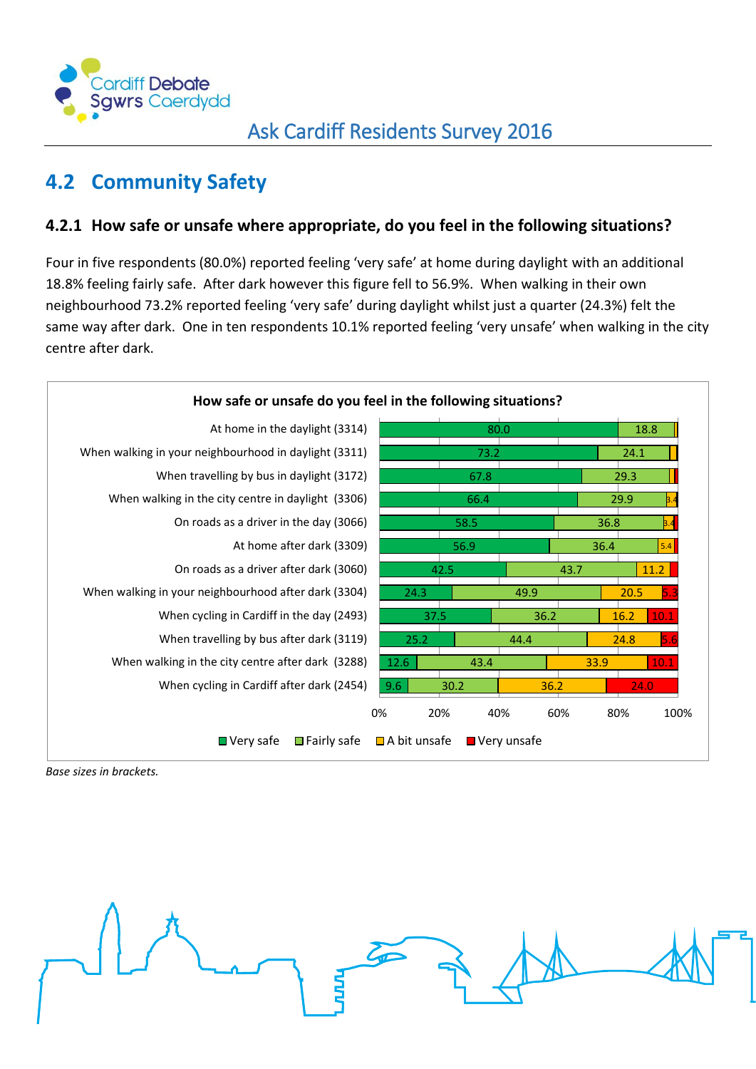## 4.2 Community Safety

### 4.2.1 How safe or unsafe where appropriate, do you feel in the following situations?

Four in five respondents (80.0%) reported feeling 'very safe' at home during daylight with an additional 18.8% feeling fairly safe. After dark however this figure fell to 56.9%. When walking in their own neighbourhood 73.2% reported feeling 'very safe' during daylight whilst just a quarter (24.3%) felt the same way after dark. One in ten respondents 10.1% reported feeling 'very unsafe' when walking in the city centre after dark.

**How safe or unsafe do you feel in the following situations?**

| Situation | Very safe | Fairly safe | A bit unsafe | Very unsafe |
|---|---|---|---|---|
| At home in the daylight (3314) | 80.0 | 18.8 | | |
| When walking in your neighbourhood in daylight (3311) | 73.2 | 24.1 | | |
| When travelling by bus in daylight (3172) | 67.8 | 29.3 | | |
| When walking in the city centre in daylight (3306) | 66.4 | 29.9 | 3.4 | |
| On roads as a driver in the day (3066) | 58.5 | 36.8 | 3.4 | |
| At home after dark (3309) | 56.9 | 36.4 | 5.4 | |
| On roads as a driver after dark (3060) | 42.5 | 43.7 | 11.2 | |
| When walking in your neighbourhood after dark (3304) | 24.3 | 49.9 | 20.5 | 5.3 |
| When cycling in Cardiff in the day (2493) | 37.5 | 36.2 | 16.2 | 10.1 |
| When travelling by bus after dark (3119) | 25.2 | 44.4 | 24.8 | 5.6 |
| When walking in the city centre after dark (3288) | 12.6 | 43.4 | 33.9 | 10.1 |
| When cycling in Cardiff after dark (2454) | 9.6 | 30.2 | 36.2 | 24.0 |

*Base sizes in brackets.*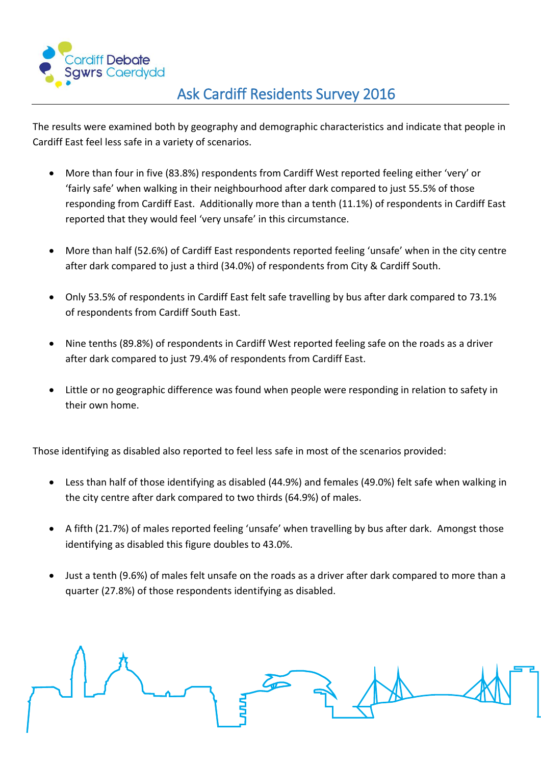# Ask Cardiff Residents Survey 2016

The results were examined both by geography and demographic characteristics and indicate that people in Cardiff East feel less safe in a variety of scenarios.

- More than four in five (83.8%) respondents from Cardiff West reported feeling either 'very' or 'fairly safe' when walking in their neighbourhood after dark compared to just 55.5% of those responding from Cardiff East. Additionally more than a tenth (11.1%) of respondents in Cardiff East reported that they would feel 'very unsafe' in this circumstance.
- More than half (52.6%) of Cardiff East respondents reported feeling 'unsafe' when in the city centre after dark compared to just a third (34.0%) of respondents from City & Cardiff South.
- Only 53.5% of respondents in Cardiff East felt safe travelling by bus after dark compared to 73.1% of respondents from Cardiff South East.
- Nine tenths (89.8%) of respondents in Cardiff West reported feeling safe on the roads as a driver after dark compared to just 79.4% of respondents from Cardiff East.
- Little or no geographic difference was found when people were responding in relation to safety in their own home.

Those identifying as disabled also reported to feel less safe in most of the scenarios provided:

- Less than half of those identifying as disabled (44.9%) and females (49.0%) felt safe when walking in the city centre after dark compared to two thirds (64.9%) of males.
- A fifth (21.7%) of males reported feeling 'unsafe' when travelling by bus after dark. Amongst those identifying as disabled this figure doubles to 43.0%.
- Just a tenth (9.6%) of males felt unsafe on the roads as a driver after dark compared to more than a quarter (27.8%) of those respondents identifying as disabled.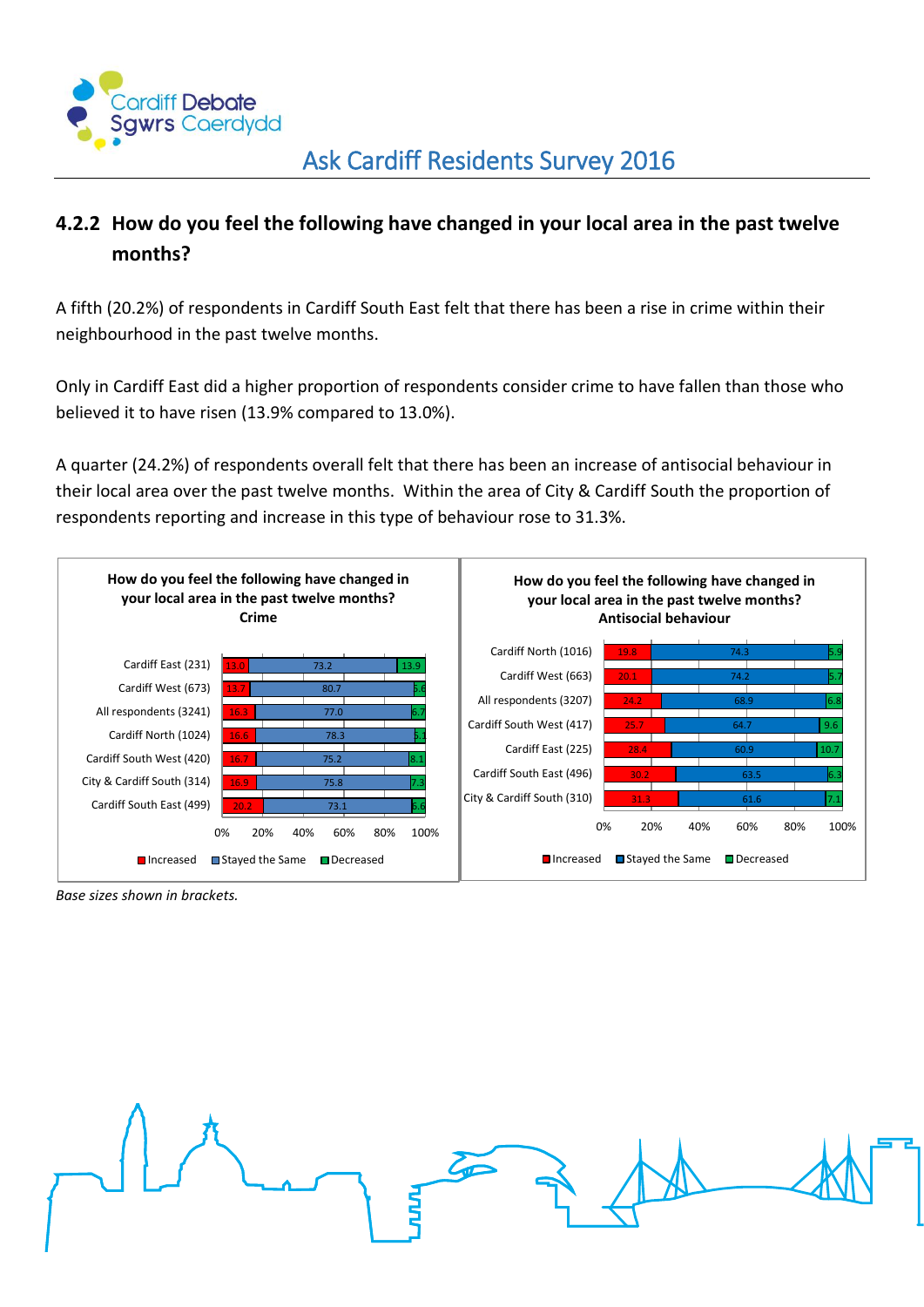### 4.2.2 How do you feel the following have changed in your local area in the past twelve months?

A fifth (20.2%) of respondents in Cardiff South East felt that there has been a rise in crime within their neighbourhood in the past twelve months.

Only in Cardiff East did a higher proportion of respondents consider crime to have fallen than those who believed it to have risen (13.9% compared to 13.0%).

A quarter (24.2%) of respondents overall felt that there has been an increase of antisocial behaviour in their local area over the past twelve months. Within the area of City & Cardiff South the proportion of respondents reporting and increase in this type of behaviour rose to 31.3%.

**How do you feel the following have changed in your local area in the past twelve months? Crime**

| | Increased | Stayed the Same | Decreased |
|---|---|---|---|
| Cardiff East (231) | 13.0 | 73.2 | 13.9 |
| Cardiff West (673) | 13.7 | 80.7 | 5.6 |
| All respondents (3241) | 16.3 | 77.0 | 6.7 |
| Cardiff North (1024) | 16.6 | 78.3 | 5.1 |
| Cardiff South West (420) | 16.7 | 75.2 | 8.1 |
| City & Cardiff South (314) | 16.9 | 75.8 | 7.3 |
| Cardiff South East (499) | 20.2 | 73.1 | 6.6 |

**How do you feel the following have changed in your local area in the past twelve months? Antisocial behaviour**

| | Increased | Stayed the Same | Decreased |
|---|---|---|---|
| Cardiff North (1016) | 19.8 | 74.3 | 5.9 |
| Cardiff West (663) | 20.1 | 74.2 | 5.7 |
| All respondents (3207) | 24.2 | 68.9 | 6.8 |
| Cardiff South West (417) | 25.7 | 64.7 | 9.6 |
| Cardiff East (225) | 28.4 | 60.9 | 10.7 |
| Cardiff South East (496) | 30.2 | 63.5 | 6.3 |
| City & Cardiff South (310) | 31.3 | 61.6 | 7.1 |

*Base sizes shown in brackets.*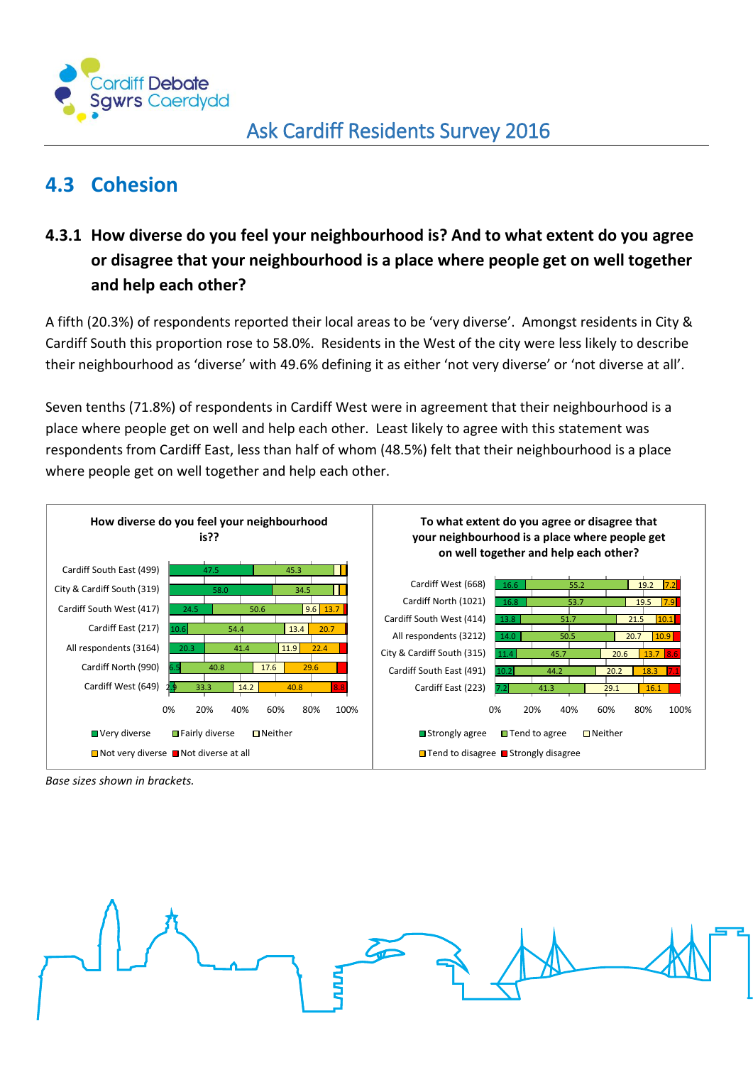## 4.3 Cohesion

### 4.3.1 How diverse do you feel your neighbourhood is? And to what extent do you agree or disagree that your neighbourhood is a place where people get on well together and help each other?

A fifth (20.3%) of respondents reported their local areas to be 'very diverse'. Amongst residents in City & Cardiff South this proportion rose to 58.0%. Residents in the West of the city were less likely to describe their neighbourhood as 'diverse' with 49.6% defining it as either 'not very diverse' or 'not diverse at all'.

Seven tenths (71.8%) of respondents in Cardiff West were in agreement that their neighbourhood is a place where people get on well and help each other. Least likely to agree with this statement was respondents from Cardiff East, less than half of whom (48.5%) felt that their neighbourhood is a place where people get on well together and help each other.

**How diverse do you feel your neighbourhood is??**

| | Very diverse | Fairly diverse | Neither | Not very diverse | Not diverse at all |
|---|---|---|---|---|---|
| Cardiff South East (499) | 47.5 | 45.3 | | | |
| City & Cardiff South (319) | 58.0 | 34.5 | | | |
| Cardiff South West (417) | 24.5 | 50.6 | 9.6 | 13.7 | |
| Cardiff East (217) | 10.6 | 54.4 | 13.4 | 20.7 | |
| All respondents (3164) | 20.3 | 41.4 | 11.9 | 22.4 | |
| Cardiff North (990) | 6.5 | 40.8 | 17.6 | 29.6 | |
| Cardiff West (649) | 2.9 | 33.3 | 14.2 | 40.8 | 8.8 |

**To what extent do you agree or disagree that your neighbourhood is a place where people get on well together and help each other?**

| | Strongly agree | Tend to agree | Neither | Tend to disagree | Strongly disagree |
|---|---|---|---|---|---|
| Cardiff West (668) | 16.6 | 55.2 | 19.2 | 7.2 | |
| Cardiff North (1021) | 16.8 | 53.7 | 19.5 | 7.9 | |
| Cardiff South West (414) | 13.8 | 51.7 | 21.5 | 10.1 | |
| All respondents (3212) | 14.0 | 50.5 | 20.7 | 10.9 | |
| City & Cardiff South (315) | 11.4 | 45.7 | 20.6 | 13.7 | 8.6 |
| Cardiff South East (491) | 10.2 | 44.2 | 20.2 | 18.3 | 7.1 |
| Cardiff East (223) | 7.2 | 41.3 | 29.1 | 16.1 | |

*Base sizes shown in brackets.*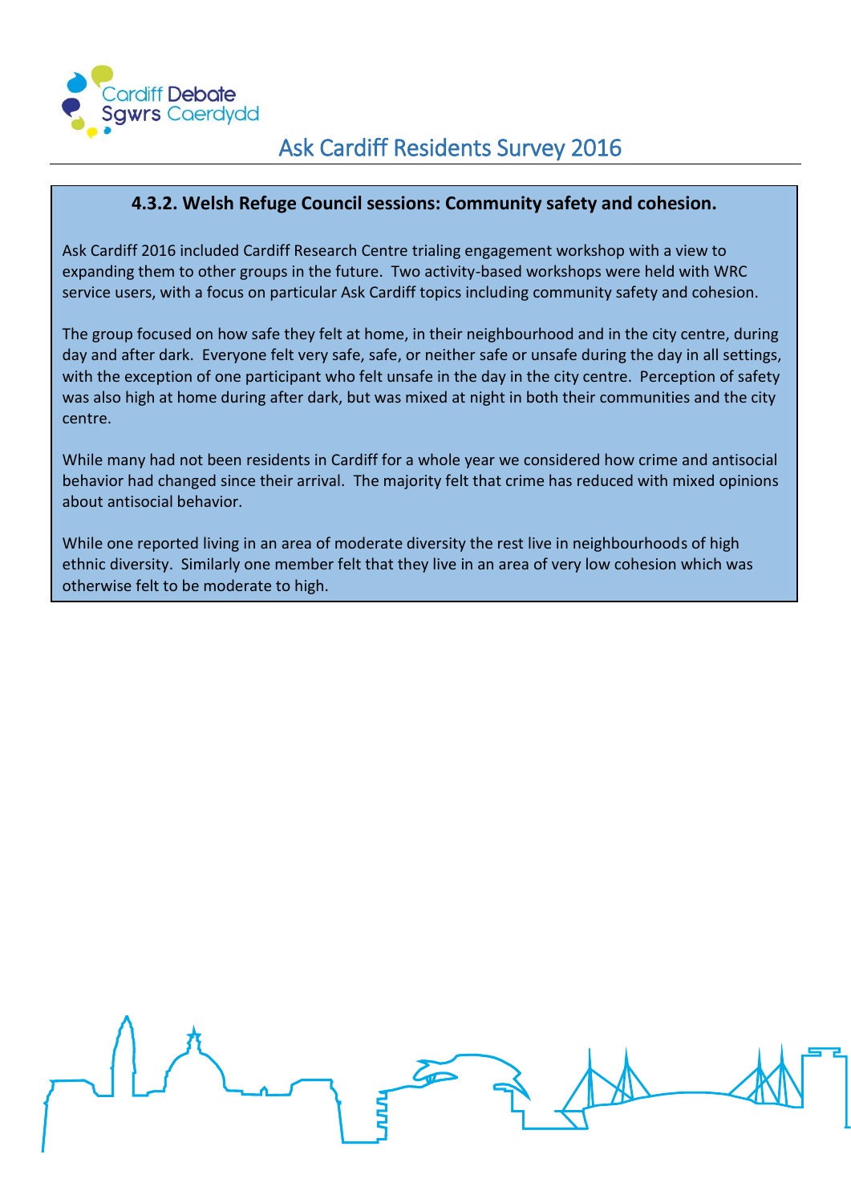#### 4.3.2. Welsh Refuge Council sessions: Community safety and cohesion.

Ask Cardiff 2016 included Cardiff Research Centre trialing engagement workshop with a view to expanding them to other groups in the future. Two activity-based workshops were held with WRC service users, with a focus on particular Ask Cardiff topics including community safety and cohesion.

The group focused on how safe they felt at home, in their neighbourhood and in the city centre, during day and after dark. Everyone felt very safe, safe, or neither safe or unsafe during the day in all settings, with the exception of one participant who felt unsafe in the day in the city centre. Perception of safety was also high at home during after dark, but was mixed at night in both their communities and the city centre.

While many had not been residents in Cardiff for a whole year we considered how crime and antisocial behavior had changed since their arrival. The majority felt that crime has reduced with mixed opinions about antisocial behavior.

While one reported living in an area of moderate diversity the rest live in neighbourhoods of high ethnic diversity. Similarly one member felt that they live in an area of very low cohesion which was otherwise felt to be moderate to high.